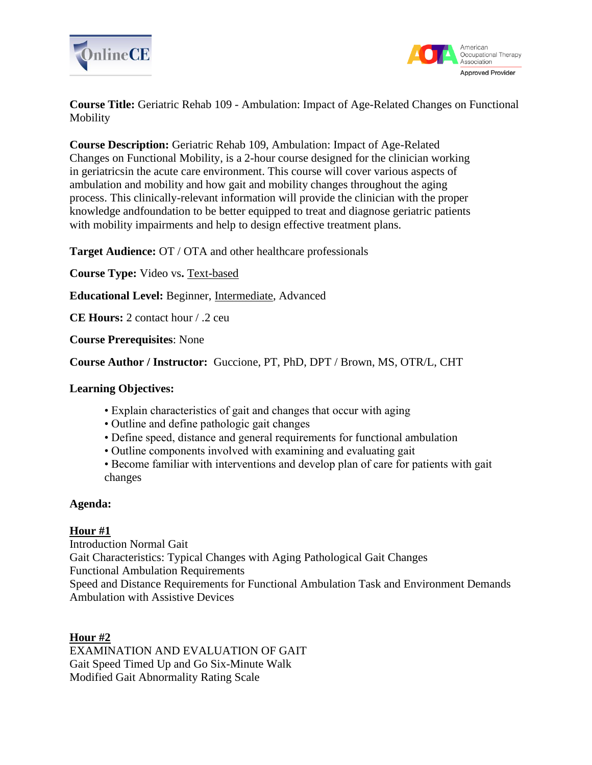**Course Title:** Geriatric Rehab 109 - Ambulation: Impact of Age-Related Changes on Functional Mobility

**Course Description:** Geriatric Rehab 109, Ambulation: Impact of Age-Related Changes on Functional Mobility, is a 2-hour course designed for the clinician working in geriatricsin the acute care environment. This course will cover various aspects of ambulation and mobility and how gait and mobility changes throughout the aging process. This clinically-relevant information will provide the clinician with the proper knowledge andfoundation to be better equipped to treat and diagnose geriatric patients with mobility impairments and help to design effective treatment plans.

**Target Audience:** OT / OTA and other healthcare professionals

**Course Type:** Video vs**.** <u>Text-based</u>

**Educational Level:** Beginner, <u>Intermediate</u>, Advanced

**CE Hours:** 2 contact hour / .2 ceu

**Course Prerequisites**: None

**Course Author / Instructor:** Guccione, PT, PhD, DPT / Brown, MS, OTR/L, CHT

**Learning Objectives:**

- Explain characteristics of gait and changes that occur with aging
- Outline and define pathologic gait changes
- Define speed, distance and general requirements for functional ambulation
- Outline components involved with examining and evaluating gait
- Become familiar with interventions and develop plan of care for patients with gait changes

**Agenda:**

**<u>Hour #1</u>**
Introduction Normal Gait
Gait Characteristics: Typical Changes with Aging Pathological Gait Changes
Functional Ambulation Requirements
Speed and Distance Requirements for Functional Ambulation Task and Environment Demands
Ambulation with Assistive Devices

**<u>Hour #2</u>**
EXAMINATION AND EVALUATION OF GAIT
Gait Speed Timed Up and Go Six-Minute Walk
Modified Gait Abnormality Rating Scale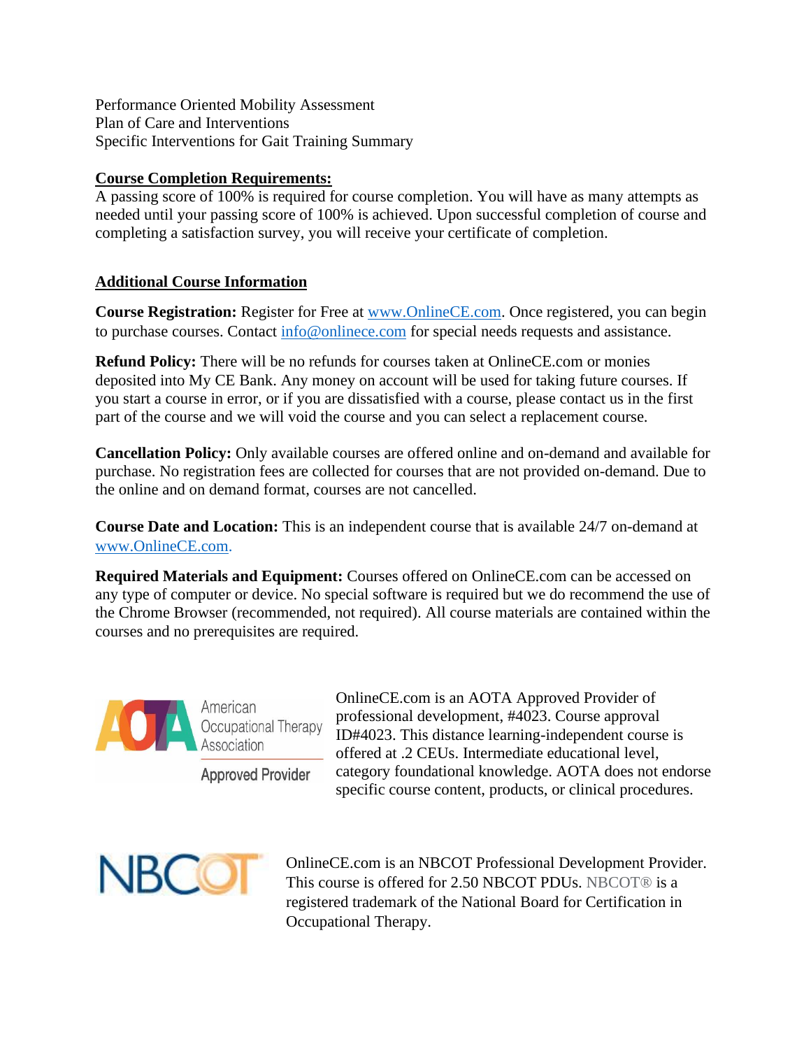Performance Oriented Mobility Assessment
Plan of Care and Interventions
Specific Interventions for Gait Training Summary

**Course Completion Requirements:**
A passing score of 100% is required for course completion. You will have as many attempts as needed until your passing score of 100% is achieved. Upon successful completion of course and completing a satisfaction survey, you will receive your certificate of completion.

**Additional Course Information**

**Course Registration:** Register for Free at www.OnlineCE.com. Once registered, you can begin to purchase courses. Contact info@onlinece.com for special needs requests and assistance.

**Refund Policy:** There will be no refunds for courses taken at OnlineCE.com or monies deposited into My CE Bank. Any money on account will be used for taking future courses. If you start a course in error, or if you are dissatisfied with a course, please contact us in the first part of the course and we will void the course and you can select a replacement course.

**Cancellation Policy:** Only available courses are offered online and on-demand and available for purchase. No registration fees are collected for courses that are not provided on-demand. Due to the online and on demand format, courses are not cancelled.

**Course Date and Location:** This is an independent course that is available 24/7 on-demand at www.OnlineCE.com.

**Required Materials and Equipment:** Courses offered on OnlineCE.com can be accessed on any type of computer or device. No special software is required but we do recommend the use of the Chrome Browser (recommended, not required). All course materials are contained within the courses and no prerequisites are required.

AOTA American Occupational Therapy Association Approved Provider

OnlineCE.com is an AOTA Approved Provider of professional development, #4023. Course approval ID#4023. This distance learning-independent course is offered at .2 CEUs. Intermediate educational level, category foundational knowledge. AOTA does not endorse specific course content, products, or clinical procedures.

NBCOT

OnlineCE.com is an NBCOT Professional Development Provider. This course is offered for 2.50 NBCOT PDUs. NBCOT® is a registered trademark of the National Board for Certification in Occupational Therapy.